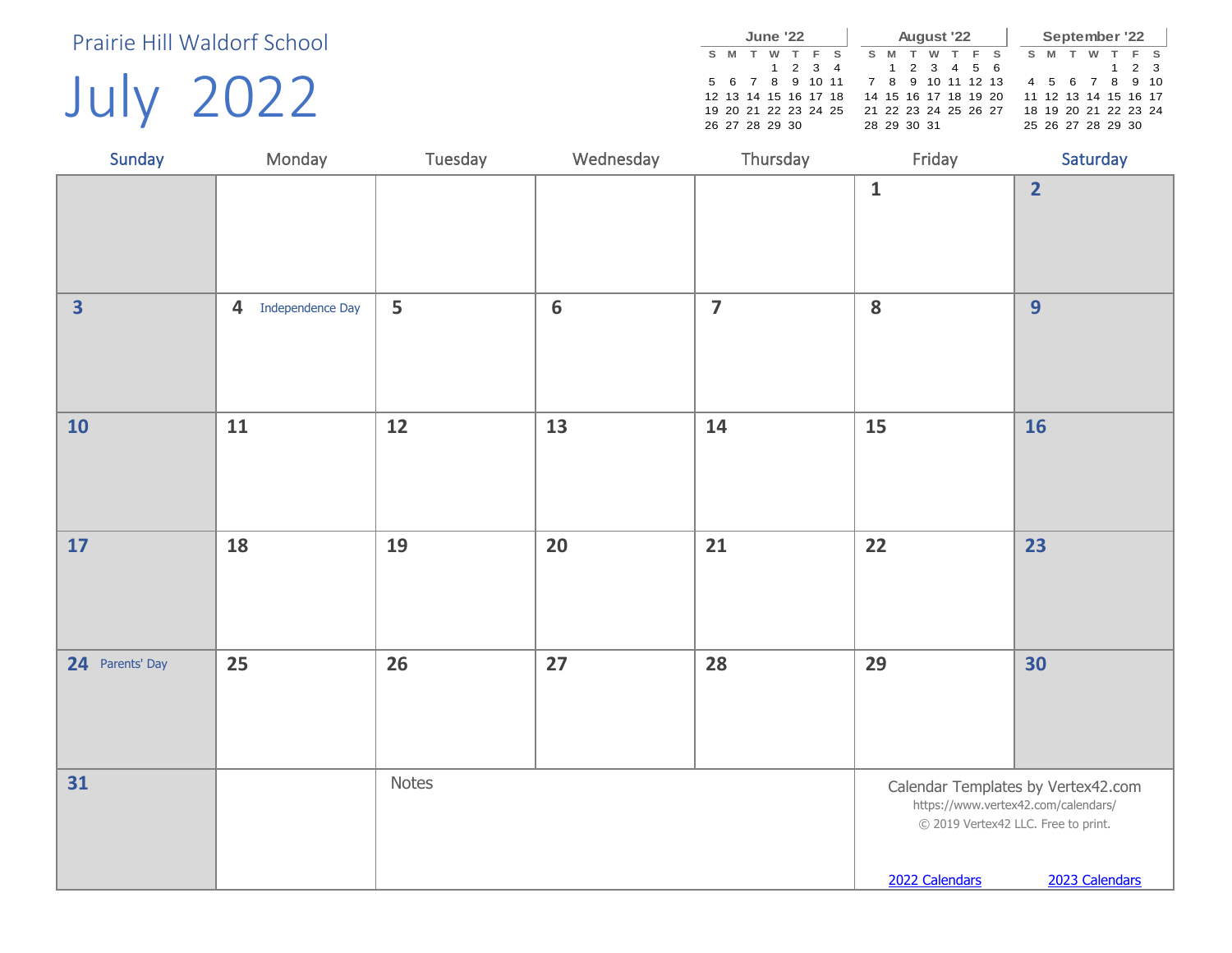Prairie Hill Waldorf School

# July 2022

**June '22**

| S | M | T | W | T | F | S |
|---|---|---|---|---|---|---|
| | | | 1 | 2 | 3 | 4 |
| 5 | 6 | 7 | 8 | 9 | 10 | 11 |
| 12 | 13 | 14 | 15 | 16 | 17 | 18 |
| 19 | 20 | 21 | 22 | 23 | 24 | 25 |
| 26 | 27 | 28 | 29 | 30 | | |

**August '22**

| S | M | T | W | T | F | S |
|---|---|---|---|---|---|---|
| | 1 | 2 | 3 | 4 | 5 | 6 |
| 7 | 8 | 9 | 10 | 11 | 12 | 13 |
| 14 | 15 | 16 | 17 | 18 | 19 | 20 |
| 21 | 22 | 23 | 24 | 25 | 26 | 27 |
| 28 | 29 | 30 | 31 | | | |

**September '22**

| S | M | T | W | T | F | S |
|---|---|---|---|---|---|---|
| | | | | 1 | 2 | 3 |
| 4 | 5 | 6 | 7 | 8 | 9 | 10 |
| 11 | 12 | 13 | 14 | 15 | 16 | 17 |
| 18 | 19 | 20 | 21 | 22 | 23 | 24 |
| 25 | 26 | 27 | 28 | 29 | 30 | |

| Sunday | Monday | Tuesday | Wednesday | Thursday | Friday | Saturday |
|---|---|---|---|---|---|---|
| | | | | | 1 | 2 |
| 3 | 4 Independence Day | 5 | 6 | 7 | 8 | 9 |
| 10 | 11 | 12 | 13 | 14 | 15 | 16 |
| 17 | 18 | 19 | 20 | 21 | 22 | 23 |
| 24 Parents' Day | 25 | 26 | 27 | 28 | 29 | 30 |
| 31 | | Notes | | | | |

Calendar Templates by Vertex42.com
https://www.vertex42.com/calendars/
© 2019 Vertex42 LLC. Free to print.

2022 Calendars 2023 Calendars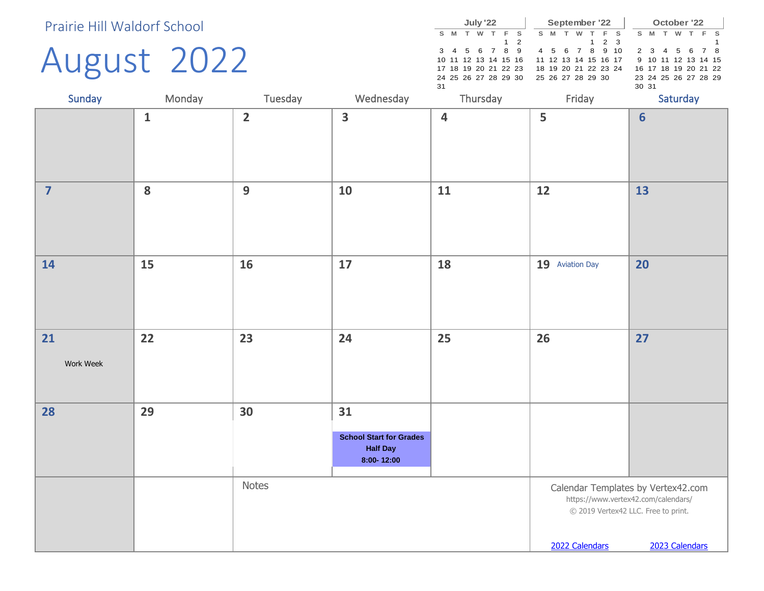Prairie Hill Waldorf School

# August 2022

| July '22 | | | | | | |
|---|---|---|---|---|---|---|
| S | M | T | W | T | F | S |
| | | | | | 1 | 2 |
| 3 | 4 | 5 | 6 | 7 | 8 | 9 |
| 10 | 11 | 12 | 13 | 14 | 15 | 16 |
| 17 | 18 | 19 | 20 | 21 | 22 | 23 |
| 24 | 25 | 26 | 27 | 28 | 29 | 30 |
| 31 | | | | | | |

| September '22 | | | | | | |
|---|---|---|---|---|---|---|
| S | M | T | W | T | F | S |
| | | | | 1 | 2 | 3 |
| 4 | 5 | 6 | 7 | 8 | 9 | 10 |
| 11 | 12 | 13 | 14 | 15 | 16 | 17 |
| 18 | 19 | 20 | 21 | 22 | 23 | 24 |
| 25 | 26 | 27 | 28 | 29 | 30 | |

| October '22 | | | | | | |
|---|---|---|---|---|---|---|
| S | M | T | W | T | F | S |
| | | | | | | 1 |
| 2 | 3 | 4 | 5 | 6 | 7 | 8 |
| 9 | 10 | 11 | 12 | 13 | 14 | 15 |
| 16 | 17 | 18 | 19 | 20 | 21 | 22 |
| 23 | 24 | 25 | 26 | 27 | 28 | 29 |
| 30 | 31 | | | | | |

| Sunday | Monday | Tuesday | Wednesday | Thursday | Friday | Saturday |
|---|---|---|---|---|---|---|
| | 1 | 2 | 3 | 4 | 5 | 6 |
| 7 | 8 | 9 | 10 | 11 | 12 | 13 |
| 14 | 15 | 16 | 17 | 18 | 19 Aviation Day | 20 |
| 21 Work Week | 22 | 23 | 24 | 25 | 26 | 27 |
| 28 | 29 | 30 | 31 **School Start for Grades Half Day 8:00- 12:00** | | | |

Notes

Calendar Templates by Vertex42.com
https://www.vertex42.com/calendars/
© 2019 Vertex42 LLC. Free to print.

[2022 Calendars](https://www.vertex42.com/calendars/) [2023 Calendars](https://www.vertex42.com/calendars/)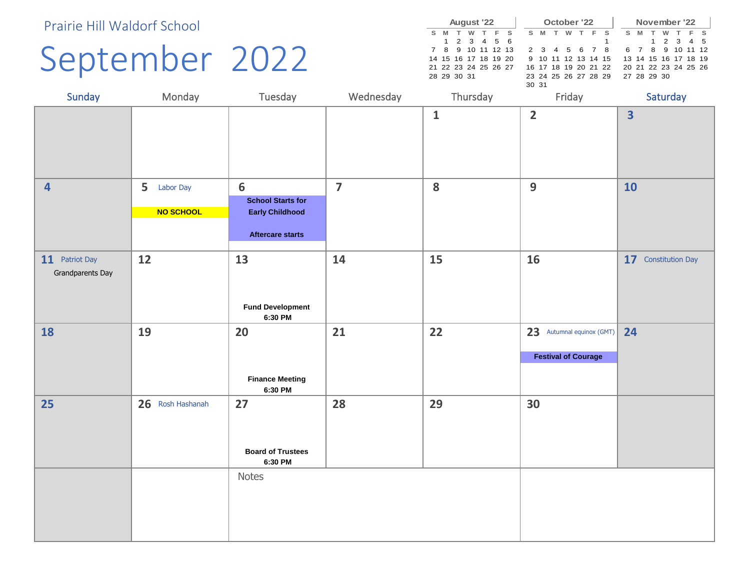Prairie Hill Waldorf School

# September 2022

**August '22**

| S | M | T | W | T | F | S |
|---|---|---|---|---|---|---|
| | 1 | 2 | 3 | 4 | 5 | 6 |
| 7 | 8 | 9 | 10 | 11 | 12 | 13 |
| 14 | 15 | 16 | 17 | 18 | 19 | 20 |
| 21 | 22 | 23 | 24 | 25 | 26 | 27 |
| 28 | 29 | 30 | 31 | | | |

**October '22**

| S | M | T | W | T | F | S |
|---|---|---|---|---|---|---|
| | | | | | | 1 |
| 2 | 3 | 4 | 5 | 6 | 7 | 8 |
| 9 | 10 | 11 | 12 | 13 | 14 | 15 |
| 16 | 17 | 18 | 19 | 20 | 21 | 22 |
| 23 | 24 | 25 | 26 | 27 | 28 | 29 |
| 30 | 31 | | | | | |

**November '22**

| S | M | T | W | T | F | S |
|---|---|---|---|---|---|---|
| | | 1 | 2 | 3 | 4 | 5 |
| 6 | 7 | 8 | 9 | 10 | 11 | 12 |
| 13 | 14 | 15 | 16 | 17 | 18 | 19 |
| 20 | 21 | 22 | 23 | 24 | 25 | 26 |
| 27 | 28 | 29 | 30 | | | |

| Sunday | Monday | Tuesday | Wednesday | Thursday | Friday | Saturday |
|---|---|---|---|---|---|---|
| | | | | 1 | 2 | 3 |
| 4 | 5 Labor Day<br>**NO SCHOOL** | 6<br>**School Starts for Early Childhood**<br>**Aftercare starts** | 7 | 8 | 9 | 10 |
| 11 Patriot Day<br>Grandparents Day | 12 | 13<br>**Fund Development 6:30 PM** | 14 | 15 | 16 | 17 Constitution Day |
| 18 | 19 | 20<br>**Finance Meeting 6:30 PM** | 21 | 22 | 23 Autumnal equinox (GMT)<br>**Festival of Courage** | 24 |
| 25 | 26 Rosh Hashanah | 27<br>**Board of Trustees 6:30 PM** | 28 | 29 | 30 | |

Notes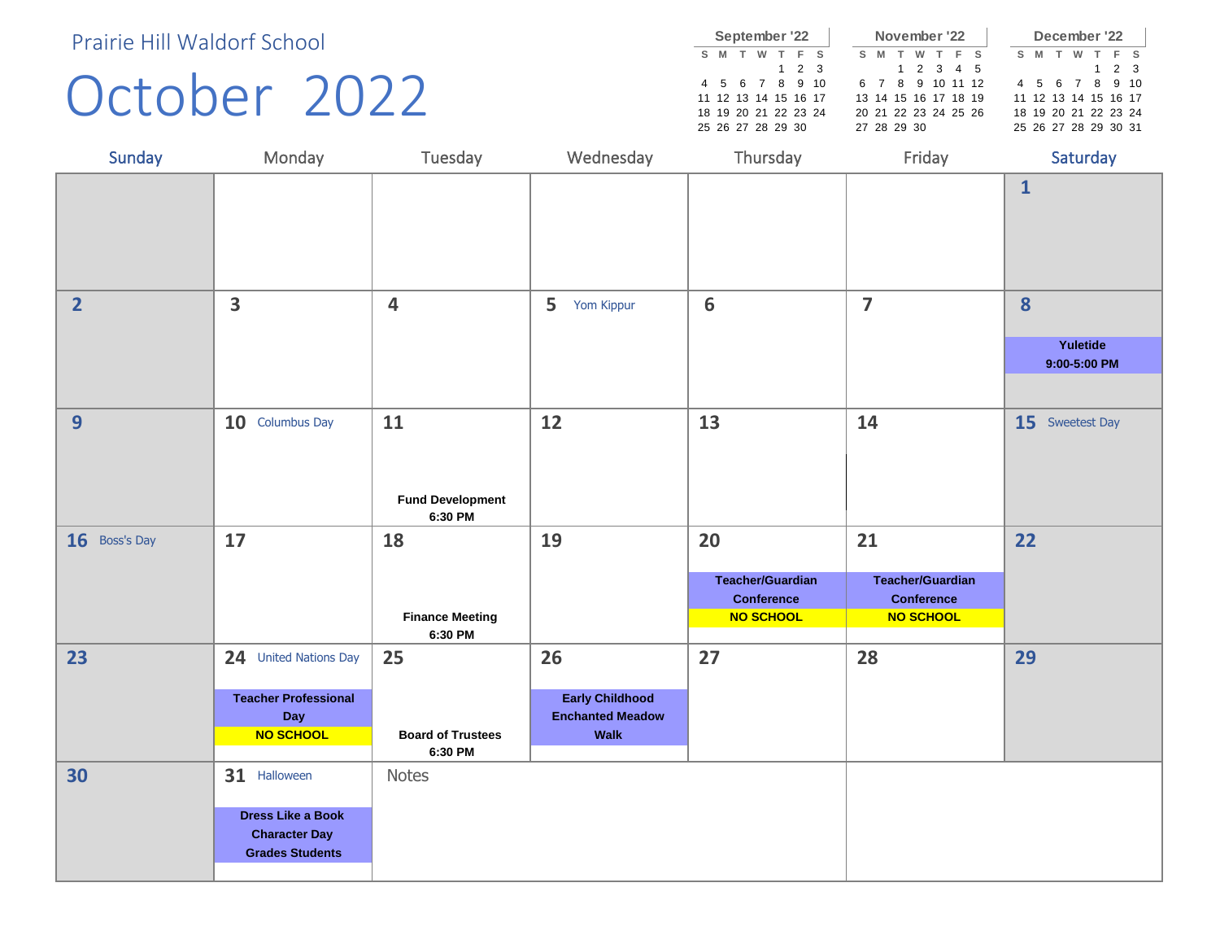Prairie Hill Waldorf School

# October 2022

| September '22 | | | | | | |
|---|---|---|---|---|---|---|
| S | M | T | W | T | F | S |
| | | | | 1 | 2 | 3 |
| 4 | 5 | 6 | 7 | 8 | 9 | 10 |
| 11 | 12 | 13 | 14 | 15 | 16 | 17 |
| 18 | 19 | 20 | 21 | 22 | 23 | 24 |
| 25 | 26 | 27 | 28 | 29 | 30 | |

| November '22 | | | | | | |
|---|---|---|---|---|---|---|
| S | M | T | W | T | F | S |
| | | 1 | 2 | 3 | 4 | 5 |
| 6 | 7 | 8 | 9 | 10 | 11 | 12 |
| 13 | 14 | 15 | 16 | 17 | 18 | 19 |
| 20 | 21 | 22 | 23 | 24 | 25 | 26 |
| 27 | 28 | 29 | 30 | | | |

| December '22 | | | | | | |
|---|---|---|---|---|---|---|
| S | M | T | W | T | F | S |
| | | | | 1 | 2 | 3 |
| 4 | 5 | 6 | 7 | 8 | 9 | 10 |
| 11 | 12 | 13 | 14 | 15 | 16 | 17 |
| 18 | 19 | 20 | 21 | 22 | 23 | 24 |
| 25 | 26 | 27 | 28 | 29 | 30 | 31 |

| Sunday | Monday | Tuesday | Wednesday | Thursday | Friday | Saturday |
|---|---|---|---|---|---|---|
| | | | | | | 1 |
| 2 | 3 | 4 | 5 Yom Kippur | 6 | 7 | 8 **Yuletide 9:00-5:00 PM** |
| 9 | 10 Columbus Day | 11 **Fund Development 6:30 PM** | 12 | 13 | 14 | 15 Sweetest Day |
| 16 Boss's Day | 17 | 18 **Finance Meeting 6:30 PM** | 19 | 20 **Teacher/Guardian Conference NO SCHOOL** | 21 **Teacher/Guardian Conference NO SCHOOL** | 22 |
| 23 | 24 United Nations Day **Teacher Professional Day NO SCHOOL** | 25 **Board of Trustees 6:30 PM** | 26 **Early Childhood Enchanted Meadow Walk** | 27 | 28 | 29 |
| 30 | 31 Halloween **Dress Like a Book Character Day Grades Students** | Notes | | | | |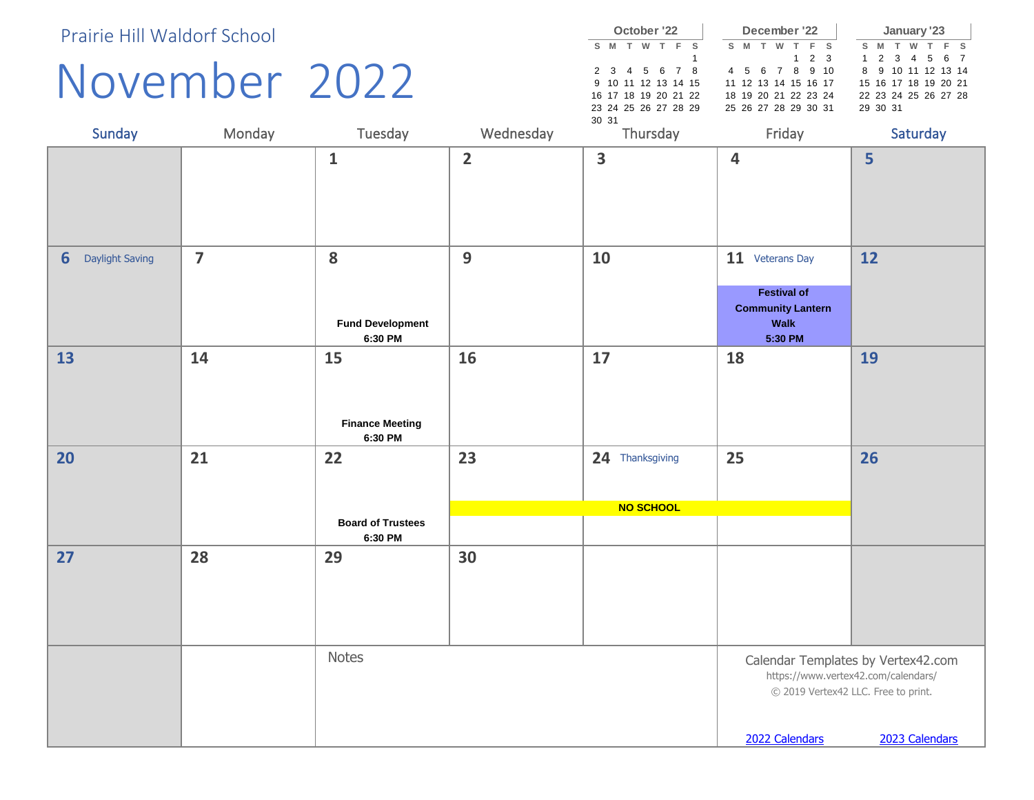Prairie Hill Waldorf School

# November 2022

| Sunday | Monday | Tuesday | Wednesday | Thursday | Friday | Saturday |
|---|---|---|---|---|---|---|
| | | 1 | 2 | 3 | 4 | 5 |
| 6 Daylight Saving | 7 | 8 **Fund Development 6:30 PM** | 9 | 10 | 11 Veterans Day **Festival of Community Lantern Walk 5:30 PM** | 12 |
| 13 | 14 | 15 **Finance Meeting 6:30 PM** | 16 | 17 | 18 | 19 |
| 20 | 21 | 22 **Board of Trustees 6:30 PM** | 23 **NO SCHOOL** | 24 Thanksgiving **NO SCHOOL** | 25 **NO SCHOOL** | 26 |
| 27 | 28 | 29 | 30 | | | |

Notes

Calendar Templates by Vertex42.com
https://www.vertex42.com/calendars/
© 2019 Vertex42 LLC. Free to print.

2022 Calendars 2023 Calendars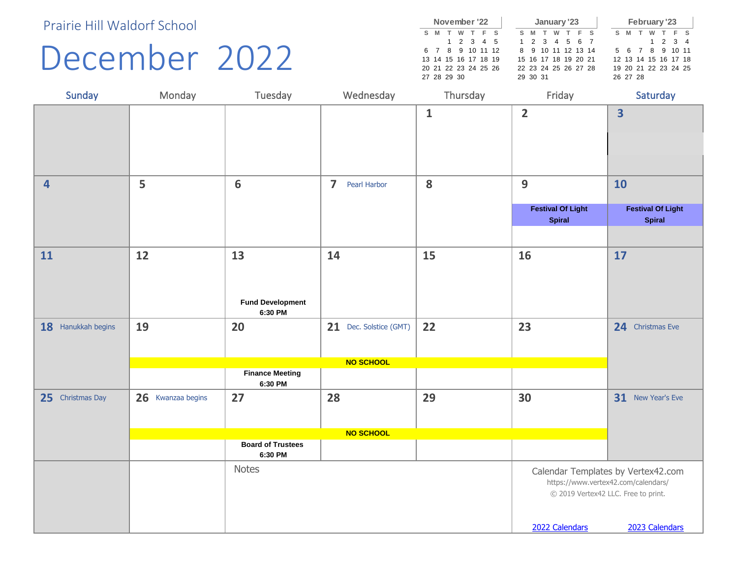Prairie Hill Waldorf School

# December 2022

| November '22 | | | | | | |
|---|---|---|---|---|---|---|
| S | M | T | W | T | F | S |
| | | 1 | 2 | 3 | 4 | 5 |
| 6 | 7 | 8 | 9 | 10 | 11 | 12 |
| 13 | 14 | 15 | 16 | 17 | 18 | 19 |
| 20 | 21 | 22 | 23 | 24 | 25 | 26 |
| 27 | 28 | 29 | 30 | | | |

| January '23 | | | | | | |
|---|---|---|---|---|---|---|
| S | M | T | W | T | F | S |
| 1 | 2 | 3 | 4 | 5 | 6 | 7 |
| 8 | 9 | 10 | 11 | 12 | 13 | 14 |
| 15 | 16 | 17 | 18 | 19 | 20 | 21 |
| 22 | 23 | 24 | 25 | 26 | 27 | 28 |
| 29 | 30 | 31 | | | | |

| February '23 | | | | | | |
|---|---|---|---|---|---|---|
| S | M | T | W | T | F | S |
| | | | 1 | 2 | 3 | 4 |
| 5 | 6 | 7 | 8 | 9 | 10 | 11 |
| 12 | 13 | 14 | 15 | 16 | 17 | 18 |
| 19 | 20 | 21 | 22 | 23 | 24 | 25 |
| 26 | 27 | 28 | | | | |

| Sunday | Monday | Tuesday | Wednesday | Thursday | Friday | Saturday |
|---|---|---|---|---|---|---|
| | | | | 1 | 2 | 3 |
| 4 | 5 | 6 | 7 Pearl Harbor | 8 | 9 **Festival Of Light Spiral** | 10 **Festival Of Light Spiral** |
| 11 | 12 | 13 **Fund Development 6:30 PM** | 14 | 15 | 16 | 17 |
| 18 Hanukkah begins | 19 **NO SCHOOL** | 20 **NO SCHOOL** **Finance Meeting 6:30 PM** | 21 Dec. Solstice (GMT) **NO SCHOOL** | 22 **NO SCHOOL** | 23 **NO SCHOOL** | 24 Christmas Eve |
| 25 Christmas Day | 26 Kwanzaa begins **NO SCHOOL** | 27 **NO SCHOOL** **Board of Trustees 6:30 PM** | 28 **NO SCHOOL** | 29 **NO SCHOOL** | 30 **NO SCHOOL** | 31 New Year's Eve |

Notes

Calendar Templates by Vertex42.com
https://www.vertex42.com/calendars/
© 2019 Vertex42 LLC. Free to print.

2022 Calendars  2023 Calendars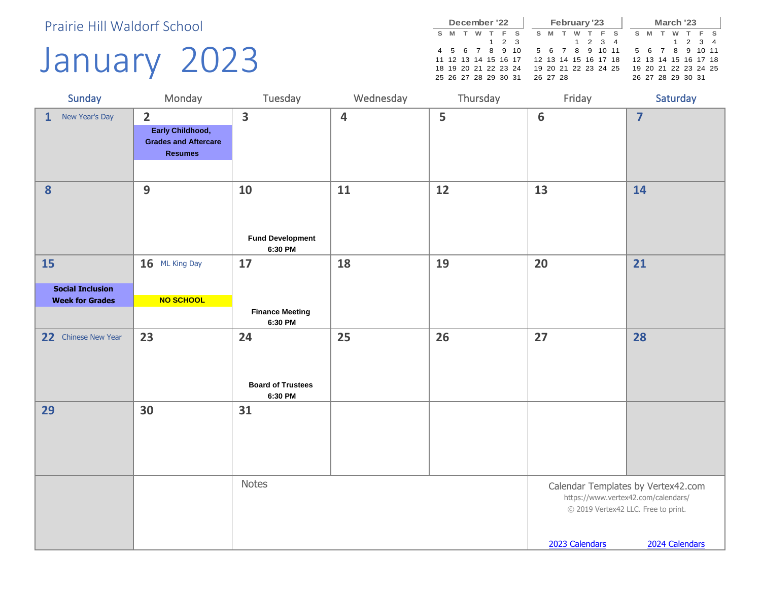Prairie Hill Waldorf School

# January 2023

| December '22 | | | | | | |
|---|---|---|---|---|---|---|
| S | M | T | W | T | F | S |
| | | | | 1 | 2 | 3 |
| 4 | 5 | 6 | 7 | 8 | 9 | 10 |
| 11 | 12 | 13 | 14 | 15 | 16 | 17 |
| 18 | 19 | 20 | 21 | 22 | 23 | 24 |
| 25 | 26 | 27 | 28 | 29 | 30 | 31 |

| February '23 | | | | | | |
|---|---|---|---|---|---|---|
| S | M | T | W | T | F | S |
| | | | 1 | 2 | 3 | 4 |
| 5 | 6 | 7 | 8 | 9 | 10 | 11 |
| 12 | 13 | 14 | 15 | 16 | 17 | 18 |
| 19 | 20 | 21 | 22 | 23 | 24 | 25 |
| 26 | 27 | 28 | | | | |

| March '23 | | | | | | |
|---|---|---|---|---|---|---|
| S | M | T | W | T | F | S |
| | | | 1 | 2 | 3 | 4 |
| 5 | 6 | 7 | 8 | 9 | 10 | 11 |
| 12 | 13 | 14 | 15 | 16 | 17 | 18 |
| 19 | 20 | 21 | 22 | 23 | 24 | 25 |
| 26 | 27 | 28 | 29 | 30 | 31 | |

| Sunday | Monday | Tuesday | Wednesday | Thursday | Friday | Saturday |
|---|---|---|---|---|---|---|
| 1 New Year's Day | 2 **Early Childhood, Grades and Aftercare Resumes** | 3 | 4 | 5 | 6 | 7 |
| 8 | 9 | 10 **Fund Development 6:30 PM** | 11 | 12 | 13 | 14 |
| 15 **Social Inclusion Week for Grades** | 16 ML King Day **NO SCHOOL** | 17 **Finance Meeting 6:30 PM** | 18 | 19 | 20 | 21 |
| 22 Chinese New Year | 23 | 24 **Board of Trustees 6:30 PM** | 25 | 26 | 27 | 28 |
| 29 | 30 | 31 | | | | |

Notes

Calendar Templates by Vertex42.com
https://www.vertex42.com/calendars/
© 2019 Vertex42 LLC. Free to print.

2023 Calendars 2024 Calendars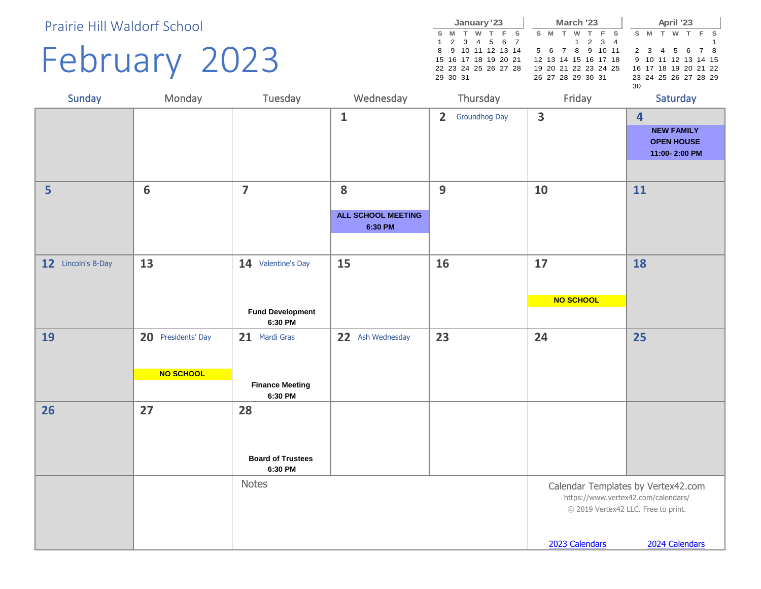Prairie Hill Waldorf School

# February 2023

**January '23**

| S | M | T | W | T | F | S |
|---|---|---|---|---|---|---|
| 1 | 2 | 3 | 4 | 5 | 6 | 7 |
| 8 | 9 | 10 | 11 | 12 | 13 | 14 |
| 15 | 16 | 17 | 18 | 19 | 20 | 21 |
| 22 | 23 | 24 | 25 | 26 | 27 | 28 |
| 29 | 30 | 31 | | | | |

**March '23**

| S | M | T | W | T | F | S |
|---|---|---|---|---|---|---|
| | | | 1 | 2 | 3 | 4 |
| 5 | 6 | 7 | 8 | 9 | 10 | 11 |
| 12 | 13 | 14 | 15 | 16 | 17 | 18 |
| 19 | 20 | 21 | 22 | 23 | 24 | 25 |
| 26 | 27 | 28 | 29 | 30 | 31 | |

**April '23**

| S | M | T | W | T | F | S |
|---|---|---|---|---|---|---|
| | | | | | | 1 |
| 2 | 3 | 4 | 5 | 6 | 7 | 8 |
| 9 | 10 | 11 | 12 | 13 | 14 | 15 |
| 16 | 17 | 18 | 19 | 20 | 21 | 22 |
| 23 | 24 | 25 | 26 | 27 | 28 | 29 |
| 30 | | | | | | |

| Sunday | Monday | Tuesday | Wednesday | Thursday | Friday | Saturday |
|---|---|---|---|---|---|---|
| | | | 1 | 2 Groundhog Day | 3 | 4 **NEW FAMILY OPEN HOUSE 11:00- 2:00 PM** |
| 5 | 6 | 7 | 8 **ALL SCHOOL MEETING 6:30 PM** | 9 | 10 | 11 |
| 12 Lincoln's B-Day | 13 | 14 Valentine's Day **Fund Development 6:30 PM** | 15 | 16 | 17 **NO SCHOOL** | 18 |
| 19 | 20 Presidents' Day **NO SCHOOL** | 21 Mardi Gras **Finance Meeting 6:30 PM** | 22 Ash Wednesday | 23 | 24 | 25 |
| 26 | 27 | 28 **Board of Trustees 6:30 PM** | | | | |

Notes

Calendar Templates by Vertex42.com
https://www.vertex42.com/calendars/
© 2019 Vertex42 LLC. Free to print.

2023 Calendars 2024 Calendars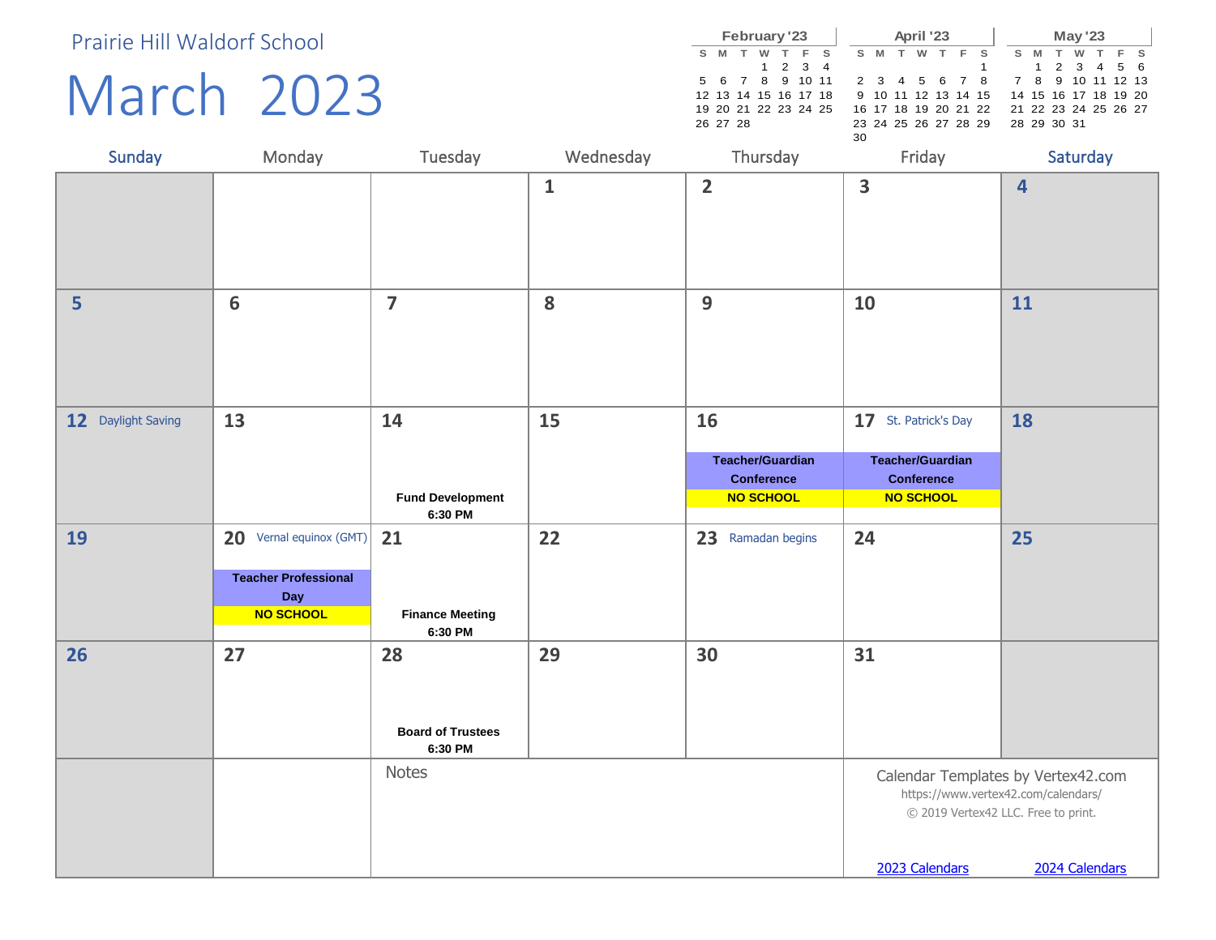Prairie Hill Waldorf School

# March 2023

| February '23 | | | | | | |
|---|---|---|---|---|---|---|
| S | M | T | W | T | F | S |
| | | | 1 | 2 | 3 | 4 |
| 5 | 6 | 7 | 8 | 9 | 10 | 11 |
| 12 | 13 | 14 | 15 | 16 | 17 | 18 |
| 19 | 20 | 21 | 22 | 23 | 24 | 25 |
| 26 | 27 | 28 | | | | |

| April '23 | | | | | | |
|---|---|---|---|---|---|---|
| S | M | T | W | T | F | S |
| | | | | | | 1 |
| 2 | 3 | 4 | 5 | 6 | 7 | 8 |
| 9 | 10 | 11 | 12 | 13 | 14 | 15 |
| 16 | 17 | 18 | 19 | 20 | 21 | 22 |
| 23 | 24 | 25 | 26 | 27 | 28 | 29 |
| 30 | | | | | | |

| May '23 | | | | | | |
|---|---|---|---|---|---|---|
| S | M | T | W | T | F | S |
| | 1 | 2 | 3 | 4 | 5 | 6 |
| 7 | 8 | 9 | 10 | 11 | 12 | 13 |
| 14 | 15 | 16 | 17 | 18 | 19 | 20 |
| 21 | 22 | 23 | 24 | 25 | 26 | 27 |
| 28 | 29 | 30 | 31 | | | |

| Sunday | Monday | Tuesday | Wednesday | Thursday | Friday | Saturday |
|---|---|---|---|---|---|---|
| | | | 1 | 2 | 3 | 4 |
| 5 | 6 | 7 | 8 | 9 | 10 | 11 |
| 12 Daylight Saving | 13 | 14 **Fund Development 6:30 PM** | 15 | 16 **Teacher/Guardian Conference** **NO SCHOOL** | 17 St. Patrick's Day **Teacher/Guardian Conference** **NO SCHOOL** | 18 |
| 19 | 20 Vernal equinox (GMT) **Teacher Professional Day** **NO SCHOOL** | 21 **Finance Meeting 6:30 PM** | 22 | 23 Ramadan begins | 24 | 25 |
| 26 | 27 | 28 **Board of Trustees 6:30 PM** | 29 | 30 | 31 | |

Notes

Calendar Templates by Vertex42.com
https://www.vertex42.com/calendars/
© 2019 Vertex42 LLC. Free to print.

2023 Calendars 2024 Calendars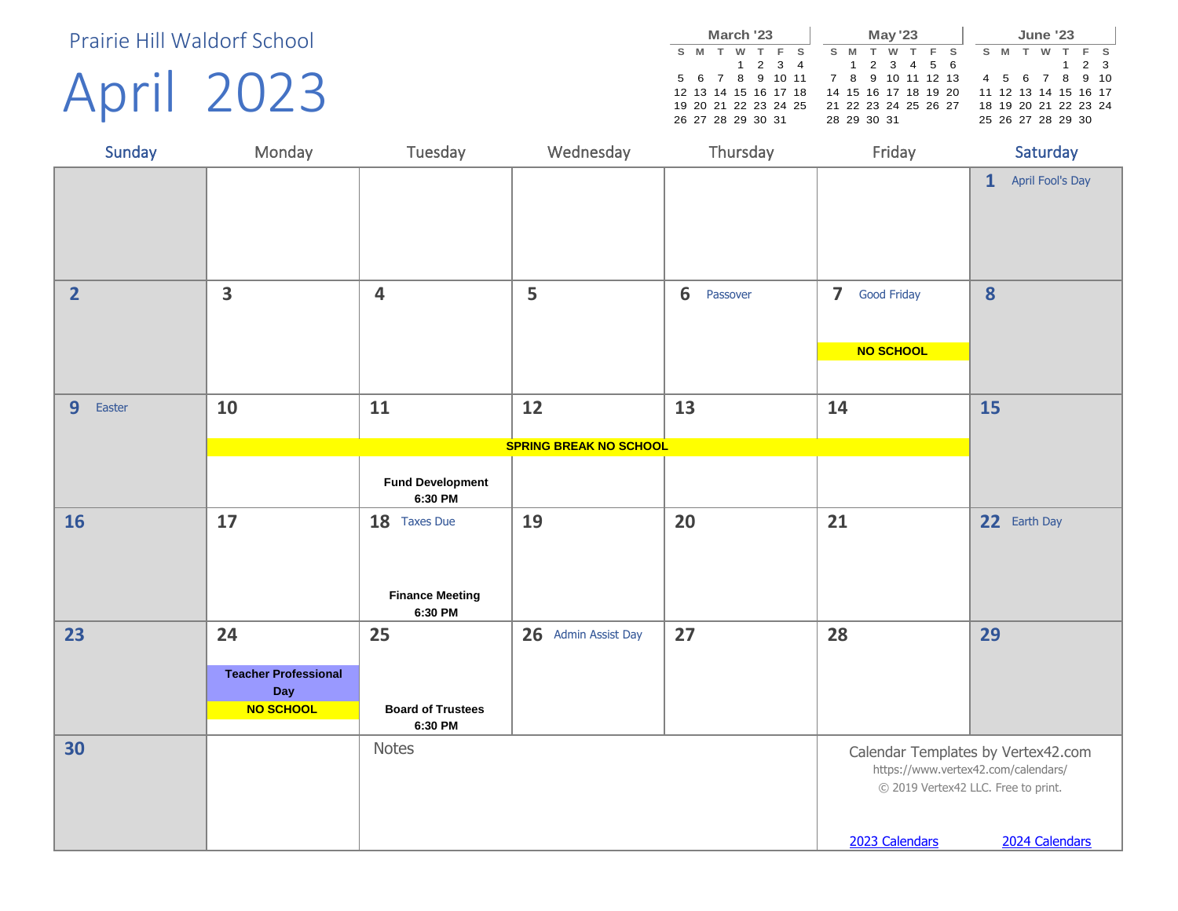Prairie Hill Waldorf School

# April 2023

**March '23**

| S | M | T | W | T | F | S |
|---|---|---|---|---|---|---|
| | | | 1 | 2 | 3 | 4 |
| 5 | 6 | 7 | 8 | 9 | 10 | 11 |
| 12 | 13 | 14 | 15 | 16 | 17 | 18 |
| 19 | 20 | 21 | 22 | 23 | 24 | 25 |
| 26 | 27 | 28 | 29 | 30 | 31 | |

**May '23**

| S | M | T | W | T | F | S |
|---|---|---|---|---|---|---|
| | 1 | 2 | 3 | 4 | 5 | 6 |
| 7 | 8 | 9 | 10 | 11 | 12 | 13 |
| 14 | 15 | 16 | 17 | 18 | 19 | 20 |
| 21 | 22 | 23 | 24 | 25 | 26 | 27 |
| 28 | 29 | 30 | 31 | | | |

**June '23**

| S | M | T | W | T | F | S |
|---|---|---|---|---|---|---|
| | | | | 1 | 2 | 3 |
| 4 | 5 | 6 | 7 | 8 | 9 | 10 |
| 11 | 12 | 13 | 14 | 15 | 16 | 17 |
| 18 | 19 | 20 | 21 | 22 | 23 | 24 |
| 25 | 26 | 27 | 28 | 29 | 30 | |

| Sunday | Monday | Tuesday | Wednesday | Thursday | Friday | Saturday |
|---|---|---|---|---|---|---|
| | | | | | | 1 April Fool's Day |
| 2 | 3 | 4 | 5 | 6 Passover | 7 Good Friday **NO SCHOOL** | 8 |
| 9 Easter | 10 **SPRING BREAK NO SCHOOL** | 11 **SPRING BREAK NO SCHOOL** **Fund Development 6:30 PM** | 12 **SPRING BREAK NO SCHOOL** | 13 **SPRING BREAK NO SCHOOL** | 14 **SPRING BREAK NO SCHOOL** | 15 |
| 16 | 17 | 18 Taxes Due **Finance Meeting 6:30 PM** | 19 | 20 | 21 | 22 Earth Day |
| 23 | 24 **Teacher Professional Day** **NO SCHOOL** | 25 **Board of Trustees 6:30 PM** | 26 Admin Assist Day | 27 | 28 | 29 |
| 30 | | Notes | | | | |

Calendar Templates by Vertex42.com
https://www.vertex42.com/calendars/
© 2019 Vertex42 LLC. Free to print.

[2023 Calendars] [2024 Calendars]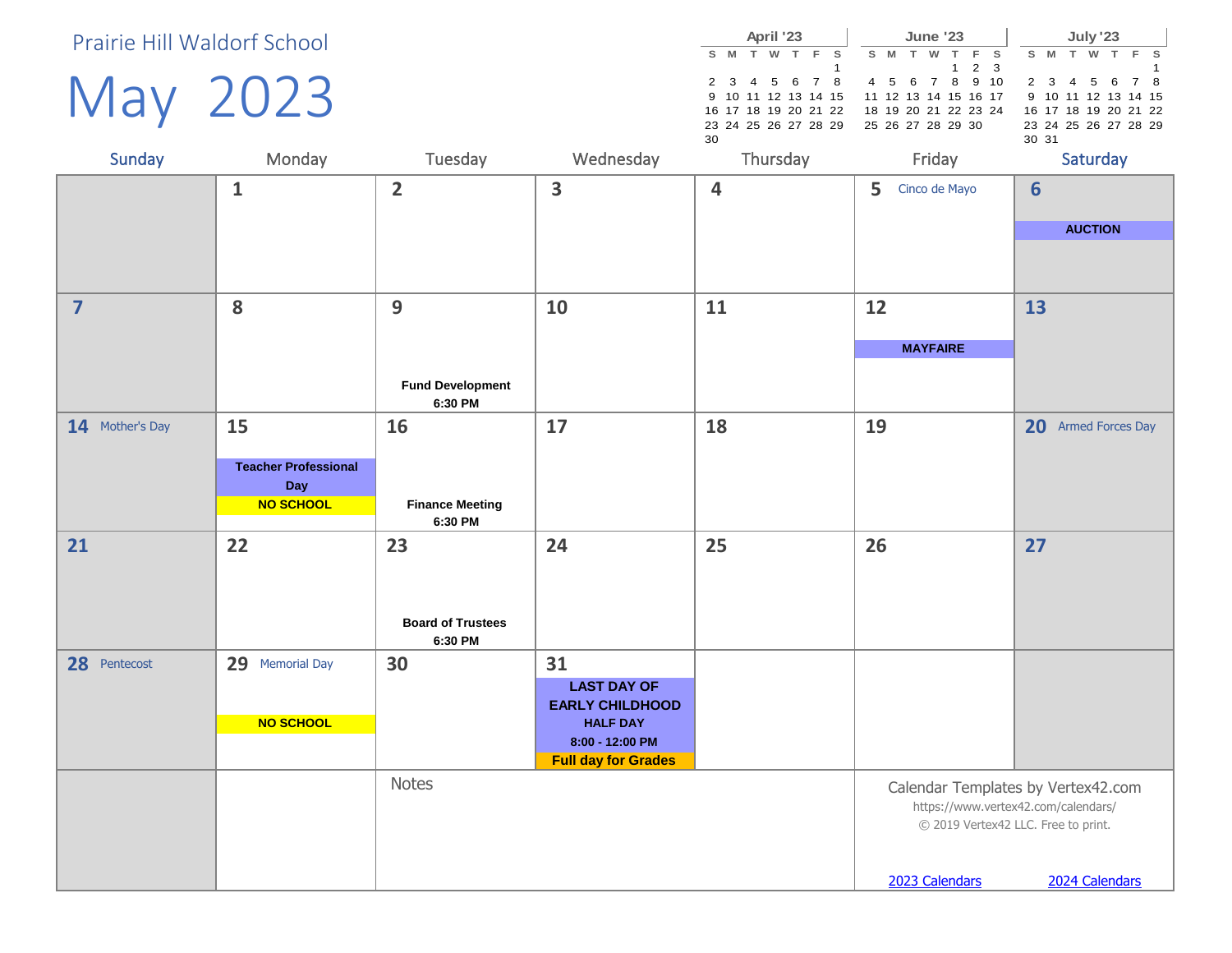# Prairie Hill Waldorf School

# May 2023

| April '23 | | | | | | |
|---|---|---|---|---|---|---|
| S | M | T | W | T | F | S |
| | | | | | | 1 |
| 2 | 3 | 4 | 5 | 6 | 7 | 8 |
| 9 | 10 | 11 | 12 | 13 | 14 | 15 |
| 16 | 17 | 18 | 19 | 20 | 21 | 22 |
| 23 | 24 | 25 | 26 | 27 | 28 | 29 |
| 30 | | | | | | |

| June '23 | | | | | | |
|---|---|---|---|---|---|---|
| S | M | T | W | T | F | S |
| | | | | 1 | 2 | 3 |
| 4 | 5 | 6 | 7 | 8 | 9 | 10 |
| 11 | 12 | 13 | 14 | 15 | 16 | 17 |
| 18 | 19 | 20 | 21 | 22 | 23 | 24 |
| 25 | 26 | 27 | 28 | 29 | 30 | |

| July '23 | | | | | | |
|---|---|---|---|---|---|---|
| S | M | T | W | T | F | S |
| | | | | | | 1 |
| 2 | 3 | 4 | 5 | 6 | 7 | 8 |
| 9 | 10 | 11 | 12 | 13 | 14 | 15 |
| 16 | 17 | 18 | 19 | 20 | 21 | 22 |
| 23 | 24 | 25 | 26 | 27 | 28 | 29 |
| 30 | 31 | | | | | |

| Sunday | Monday | Tuesday | Wednesday | Thursday | Friday | Saturday |
|---|---|---|---|---|---|---|
| | 1 | 2 | 3 | 4 | 5 Cinco de Mayo | 6 **AUCTION** |
| 7 | 8 | 9 **Fund Development 6:30 PM** | 10 | 11 | 12 **MAYFAIRE** | 13 |
| 14 Mother's Day | 15 **Teacher Professional Day** **NO SCHOOL** | 16 **Finance Meeting 6:30 PM** | 17 | 18 | 19 | 20 Armed Forces Day |
| 21 | 22 | 23 **Board of Trustees 6:30 PM** | 24 | 25 | 26 | 27 |
| 28 Pentecost | 29 Memorial Day **NO SCHOOL** | 30 | 31 **LAST DAY OF EARLY CHILDHOOD** **HALF DAY 8:00 - 12:00 PM** **Full day for Grades** | | | |

Notes

Calendar Templates by Vertex42.com
https://www.vertex42.com/calendars/
© 2019 Vertex42 LLC. Free to print.

[2023 Calendars](https://www.vertex42.com/calendars/) [2024 Calendars](https://www.vertex42.com/calendars/)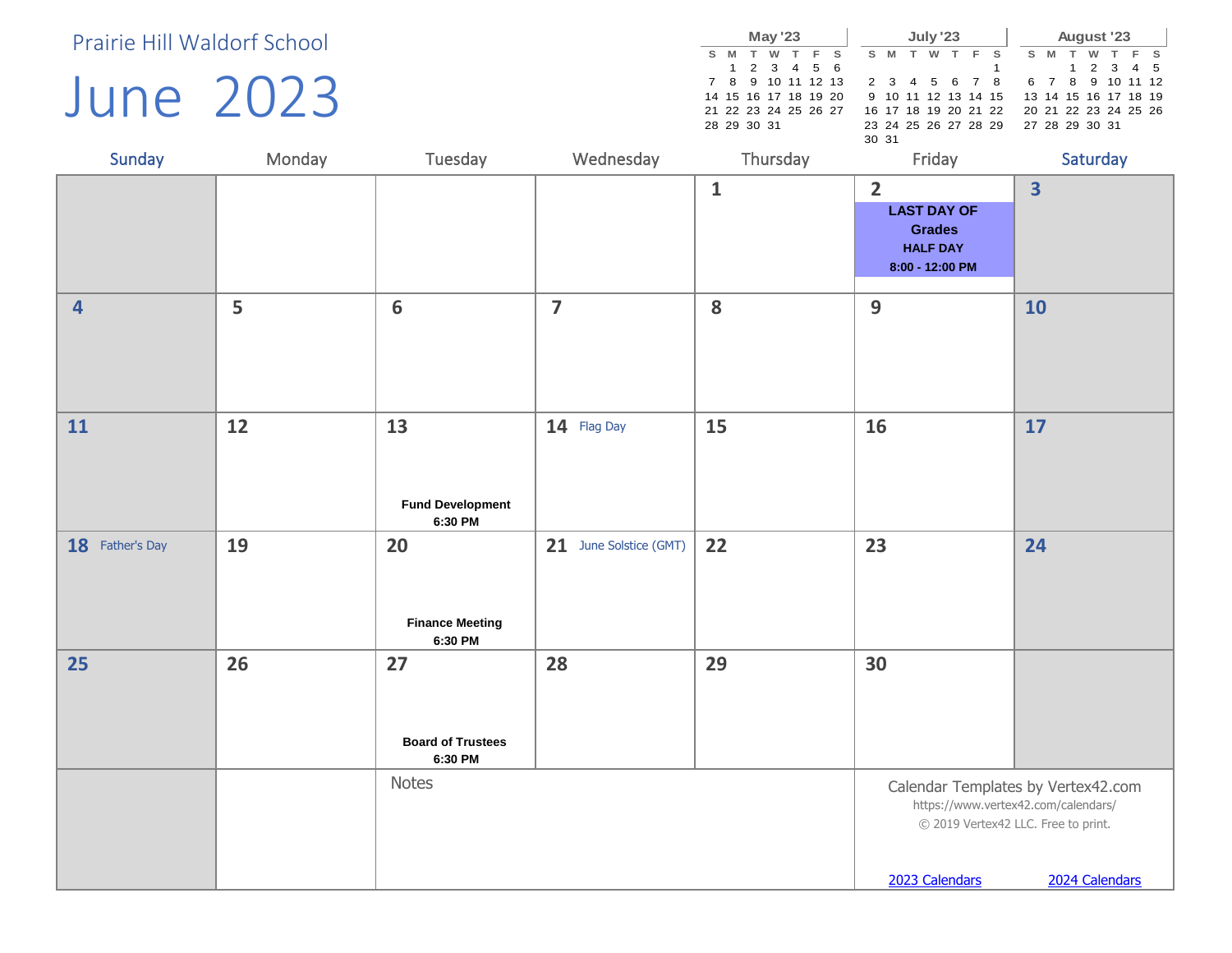Prairie Hill Waldorf School

# June 2023

**May '23**

| S | M | T | W | T | F | S |
|---|---|---|---|---|---|---|
| | 1 | 2 | 3 | 4 | 5 | 6 |
| 7 | 8 | 9 | 10 | 11 | 12 | 13 |
| 14 | 15 | 16 | 17 | 18 | 19 | 20 |
| 21 | 22 | 23 | 24 | 25 | 26 | 27 |
| 28 | 29 | 30 | 31 | | | |

**July '23**

| S | M | T | W | T | F | S |
|---|---|---|---|---|---|---|
| | | | | | | 1 |
| 2 | 3 | 4 | 5 | 6 | 7 | 8 |
| 9 | 10 | 11 | 12 | 13 | 14 | 15 |
| 16 | 17 | 18 | 19 | 20 | 21 | 22 |
| 23 | 24 | 25 | 26 | 27 | 28 | 29 |
| 30 | 31 | | | | | |

**August '23**

| S | M | T | W | T | F | S |
|---|---|---|---|---|---|---|
| | | 1 | 2 | 3 | 4 | 5 |
| 6 | 7 | 8 | 9 | 10 | 11 | 12 |
| 13 | 14 | 15 | 16 | 17 | 18 | 19 |
| 20 | 21 | 22 | 23 | 24 | 25 | 26 |
| 27 | 28 | 29 | 30 | 31 | | |

| Sunday | Monday | Tuesday | Wednesday | Thursday | Friday | Saturday |
|---|---|---|---|---|---|---|
| | | | | 1 | 2 **LAST DAY OF Grades** **HALF DAY** **8:00 - 12:00 PM** | 3 |
| 4 | 5 | 6 | 7 | 8 | 9 | 10 |
| 11 | 12 | 13 **Fund Development** **6:30 PM** | 14 Flag Day | 15 | 16 | 17 |
| 18 Father's Day | 19 | 20 **Finance Meeting** **6:30 PM** | 21 June Solstice (GMT) | 22 | 23 | 24 |
| 25 | 26 | 27 **Board of Trustees** **6:30 PM** | 28 | 29 | 30 | |

Notes

Calendar Templates by Vertex42.com
https://www.vertex42.com/calendars/
© 2019 Vertex42 LLC. Free to print.

2023 Calendars 2024 Calendars